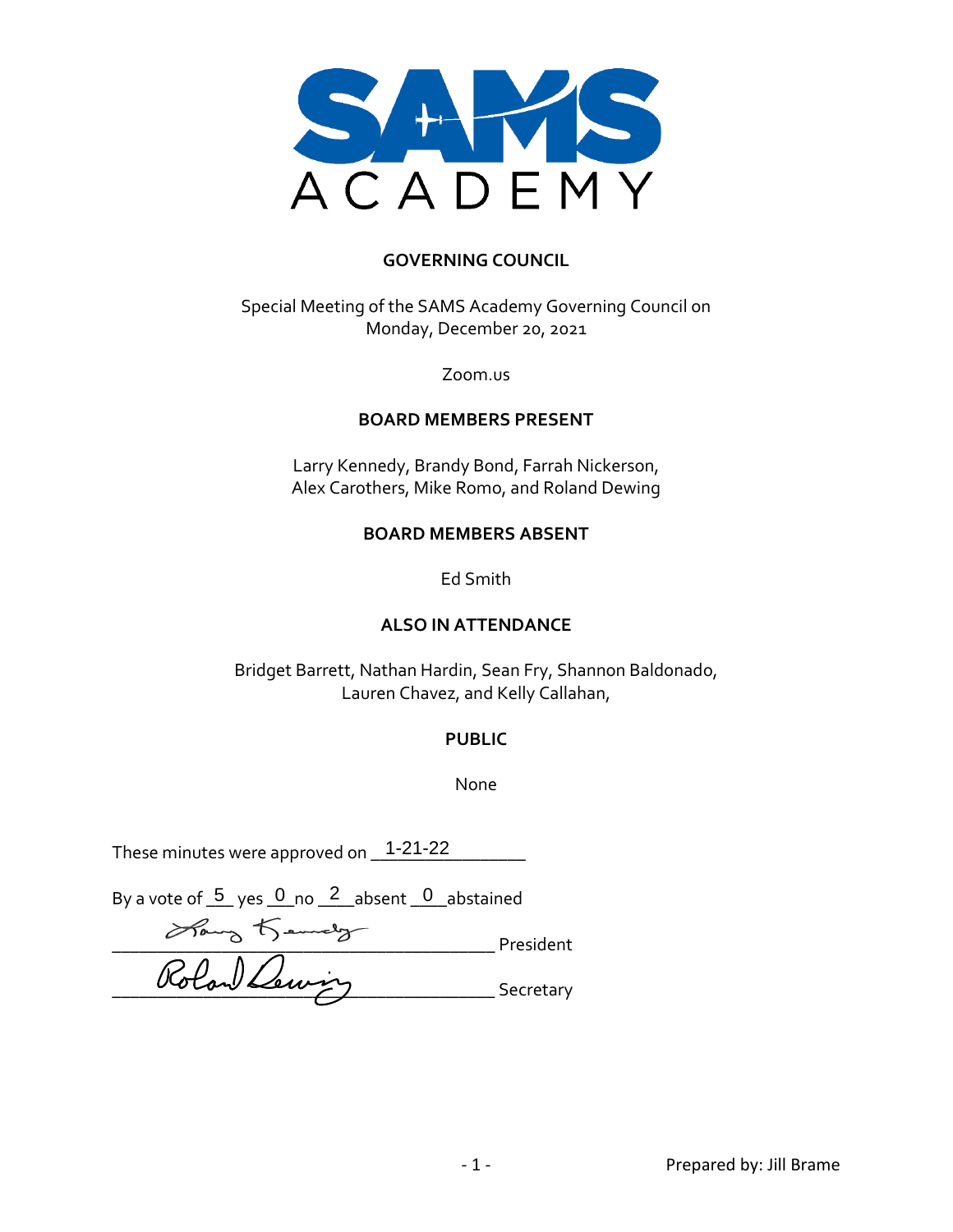SAMS ACADEMY

## GOVERNING COUNCIL

Special Meeting of the SAMS Academy Governing Council on Monday, December 20, 2021

Zoom.us

### BOARD MEMBERS PRESENT

Larry Kennedy, Brandy Bond, Farrah Nickerson, Alex Carothers, Mike Romo, and Roland Dewing

### BOARD MEMBERS ABSENT

Ed Smith

### ALSO IN ATTENDANCE

Bridget Barrett, Nathan Hardin, Sean Fry, Shannon Baldonado, Lauren Chavez, and Kelly Callahan,

### PUBLIC

None

These minutes were approved on 1-21-22

By a vote of 5 yes 0 no 2 absent 0 abstained

_______________ President

_______________ Secretary

Prepared by: Jill Brame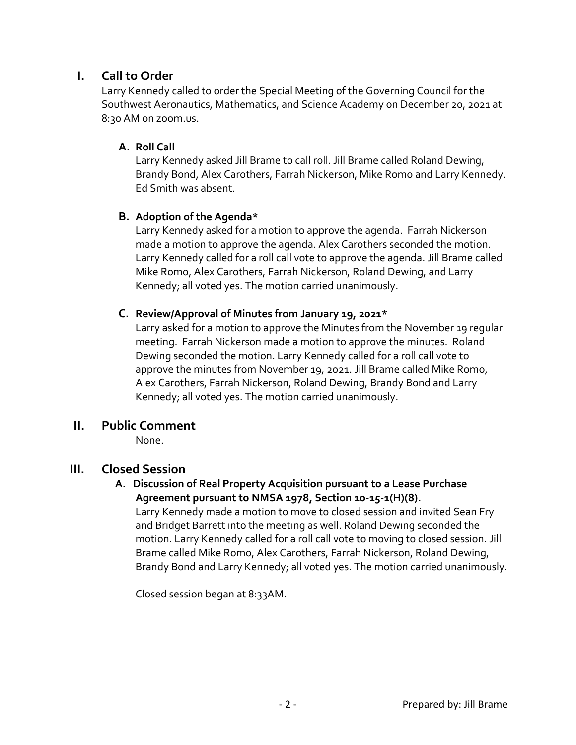## I. Call to Order

Larry Kennedy called to order the Special Meeting of the Governing Council for the Southwest Aeronautics, Mathematics, and Science Academy on December 20, 2021 at 8:30 AM on zoom.us.

### A. Roll Call

Larry Kennedy asked Jill Brame to call roll. Jill Brame called Roland Dewing, Brandy Bond, Alex Carothers, Farrah Nickerson, Mike Romo and Larry Kennedy. Ed Smith was absent.

### B. Adoption of the Agenda*

Larry Kennedy asked for a motion to approve the agenda. Farrah Nickerson made a motion to approve the agenda. Alex Carothers seconded the motion. Larry Kennedy called for a roll call vote to approve the agenda. Jill Brame called Mike Romo, Alex Carothers, Farrah Nickerson, Roland Dewing, and Larry Kennedy; all voted yes. The motion carried unanimously.

### C. Review/Approval of Minutes from January 19, 2021*

Larry asked for a motion to approve the Minutes from the November 19 regular meeting. Farrah Nickerson made a motion to approve the minutes. Roland Dewing seconded the motion. Larry Kennedy called for a roll call vote to approve the minutes from November 19, 2021. Jill Brame called Mike Romo, Alex Carothers, Farrah Nickerson, Roland Dewing, Brandy Bond and Larry Kennedy; all voted yes. The motion carried unanimously.

## II. Public Comment

None.

## III. Closed Session

### A. Discussion of Real Property Acquisition pursuant to a Lease Purchase Agreement pursuant to NMSA 1978, Section 10-15-1(H)(8).

Larry Kennedy made a motion to move to closed session and invited Sean Fry and Bridget Barrett into the meeting as well. Roland Dewing seconded the motion. Larry Kennedy called for a roll call vote to moving to closed session. Jill Brame called Mike Romo, Alex Carothers, Farrah Nickerson, Roland Dewing, Brandy Bond and Larry Kennedy; all voted yes. The motion carried unanimously.

Closed session began at 8:33AM.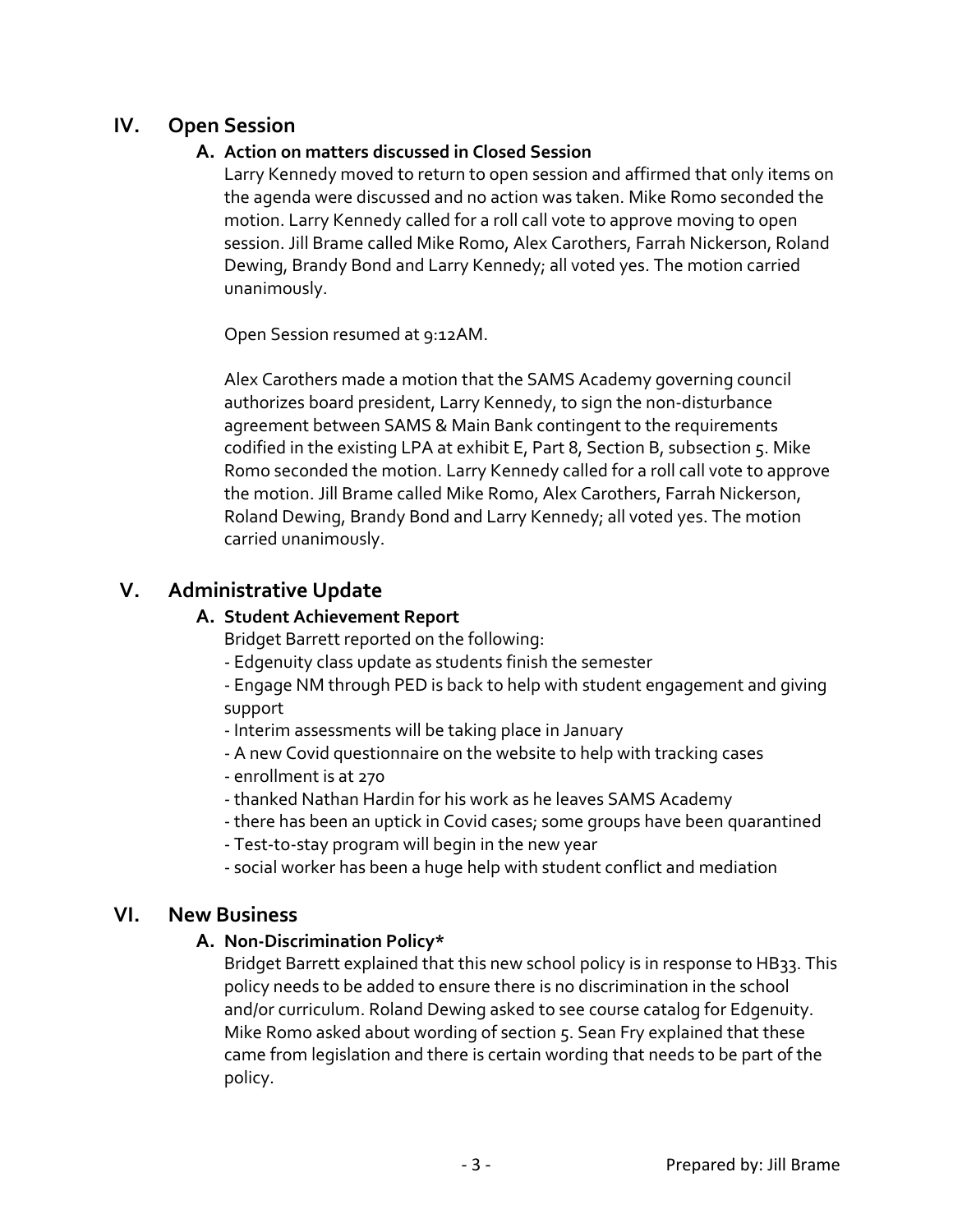## IV. Open Session

### A. Action on matters discussed in Closed Session

Larry Kennedy moved to return to open session and affirmed that only items on the agenda were discussed and no action was taken. Mike Romo seconded the motion. Larry Kennedy called for a roll call vote to approve moving to open session. Jill Brame called Mike Romo, Alex Carothers, Farrah Nickerson, Roland Dewing, Brandy Bond and Larry Kennedy; all voted yes. The motion carried unanimously.

Open Session resumed at 9:12AM.

Alex Carothers made a motion that the SAMS Academy governing council authorizes board president, Larry Kennedy, to sign the non-disturbance agreement between SAMS & Main Bank contingent to the requirements codified in the existing LPA at exhibit E, Part 8, Section B, subsection 5. Mike Romo seconded the motion. Larry Kennedy called for a roll call vote to approve the motion. Jill Brame called Mike Romo, Alex Carothers, Farrah Nickerson, Roland Dewing, Brandy Bond and Larry Kennedy; all voted yes. The motion carried unanimously.

## V. Administrative Update

### A. Student Achievement Report

Bridget Barrett reported on the following:

- Edgenuity class update as students finish the semester
- Engage NM through PED is back to help with student engagement and giving support
- Interim assessments will be taking place in January
- A new Covid questionnaire on the website to help with tracking cases
- enrollment is at 270
- thanked Nathan Hardin for his work as he leaves SAMS Academy
- there has been an uptick in Covid cases; some groups have been quarantined
- Test-to-stay program will begin in the new year
- social worker has been a huge help with student conflict and mediation

## VI. New Business

### A. Non-Discrimination Policy*

Bridget Barrett explained that this new school policy is in response to HB33. This policy needs to be added to ensure there is no discrimination in the school and/or curriculum. Roland Dewing asked to see course catalog for Edgenuity. Mike Romo asked about wording of section 5. Sean Fry explained that these came from legislation and there is certain wording that needs to be part of the policy.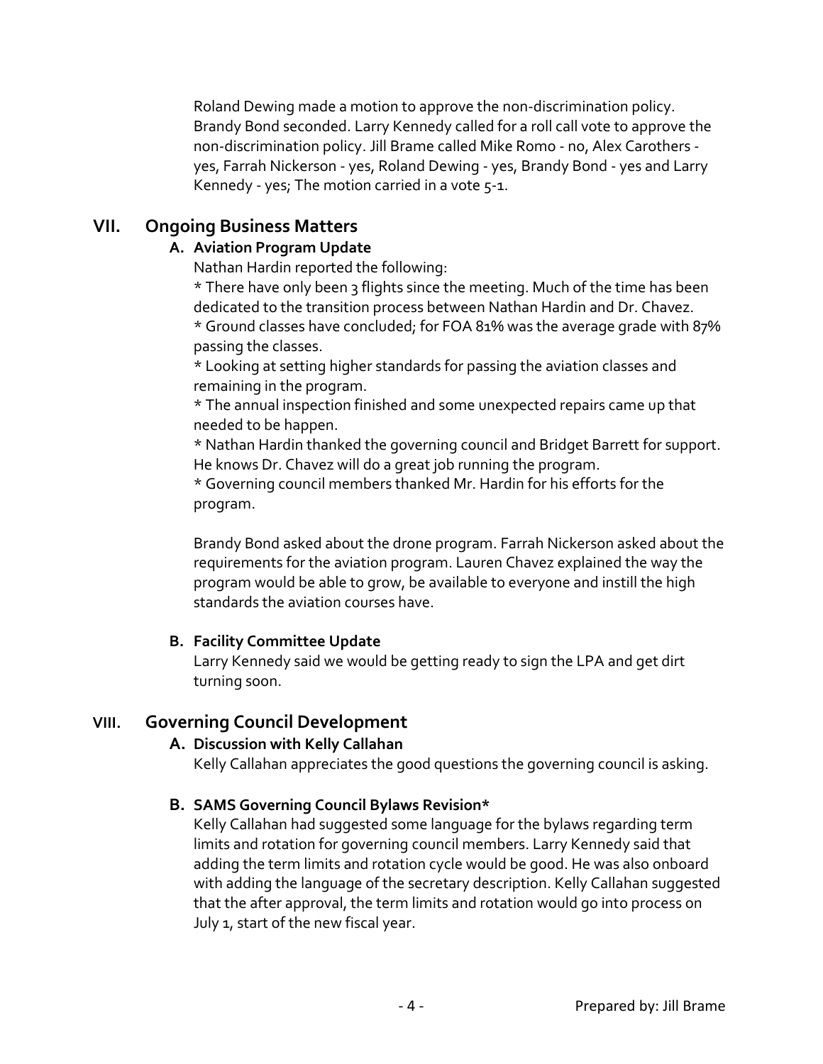Roland Dewing made a motion to approve the non-discrimination policy. Brandy Bond seconded. Larry Kennedy called for a roll call vote to approve the non-discrimination policy. Jill Brame called Mike Romo - no, Alex Carothers - yes, Farrah Nickerson - yes, Roland Dewing - yes, Brandy Bond - yes and Larry Kennedy - yes; The motion carried in a vote 5-1.

## VII. Ongoing Business Matters

### A. Aviation Program Update

Nathan Hardin reported the following:
* There have only been 3 flights since the meeting. Much of the time has been dedicated to the transition process between Nathan Hardin and Dr. Chavez.
* Ground classes have concluded; for FOA 81% was the average grade with 87% passing the classes.
* Looking at setting higher standards for passing the aviation classes and remaining in the program.
* The annual inspection finished and some unexpected repairs came up that needed to be happen.
* Nathan Hardin thanked the governing council and Bridget Barrett for support. He knows Dr. Chavez will do a great job running the program.
* Governing council members thanked Mr. Hardin for his efforts for the program.

Brandy Bond asked about the drone program. Farrah Nickerson asked about the requirements for the aviation program. Lauren Chavez explained the way the program would be able to grow, be available to everyone and instill the high standards the aviation courses have.

### B. Facility Committee Update

Larry Kennedy said we would be getting ready to sign the LPA and get dirt turning soon.

## VIII. Governing Council Development

### A. Discussion with Kelly Callahan

Kelly Callahan appreciates the good questions the governing council is asking.

### B. SAMS Governing Council Bylaws Revision*

Kelly Callahan had suggested some language for the bylaws regarding term limits and rotation for governing council members. Larry Kennedy said that adding the term limits and rotation cycle would be good. He was also onboard with adding the language of the secretary description. Kelly Callahan suggested that the after approval, the term limits and rotation would go into process on July 1, start of the new fiscal year.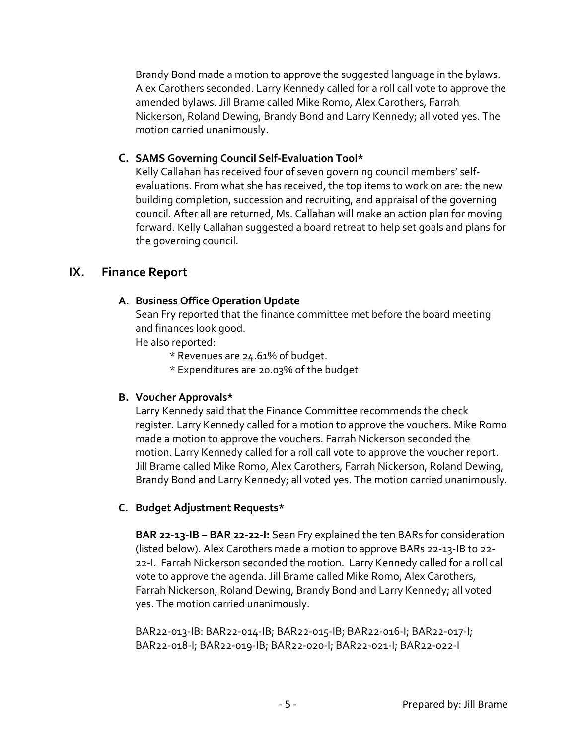Brandy Bond made a motion to approve the suggested language in the bylaws. Alex Carothers seconded. Larry Kennedy called for a roll call vote to approve the amended bylaws. Jill Brame called Mike Romo, Alex Carothers, Farrah Nickerson, Roland Dewing, Brandy Bond and Larry Kennedy; all voted yes. The motion carried unanimously.

### C. SAMS Governing Council Self-Evaluation Tool*

Kelly Callahan has received four of seven governing council members' self-evaluations. From what she has received, the top items to work on are: the new building completion, succession and recruiting, and appraisal of the governing council. After all are returned, Ms. Callahan will make an action plan for moving forward. Kelly Callahan suggested a board retreat to help set goals and plans for the governing council.

## IX. Finance Report

### A. Business Office Operation Update

Sean Fry reported that the finance committee met before the board meeting and finances look good.

He also reported:

* Revenues are 24.61% of budget.
* Expenditures are 20.03% of the budget

### B. Voucher Approvals*

Larry Kennedy said that the Finance Committee recommends the check register. Larry Kennedy called for a motion to approve the vouchers. Mike Romo made a motion to approve the vouchers. Farrah Nickerson seconded the motion. Larry Kennedy called for a roll call vote to approve the voucher report. Jill Brame called Mike Romo, Alex Carothers, Farrah Nickerson, Roland Dewing, Brandy Bond and Larry Kennedy; all voted yes. The motion carried unanimously.

### C. Budget Adjustment Requests*

**BAR 22-13-IB – BAR 22-22-I:** Sean Fry explained the ten BARs for consideration (listed below). Alex Carothers made a motion to approve BARs 22-13-IB to 22-22-I. Farrah Nickerson seconded the motion. Larry Kennedy called for a roll call vote to approve the agenda. Jill Brame called Mike Romo, Alex Carothers, Farrah Nickerson, Roland Dewing, Brandy Bond and Larry Kennedy; all voted yes. The motion carried unanimously.

BAR22-013-IB: BAR22-014-IB; BAR22-015-IB; BAR22-016-I; BAR22-017-I; BAR22-018-I; BAR22-019-IB; BAR22-020-I; BAR22-021-I; BAR22-022-I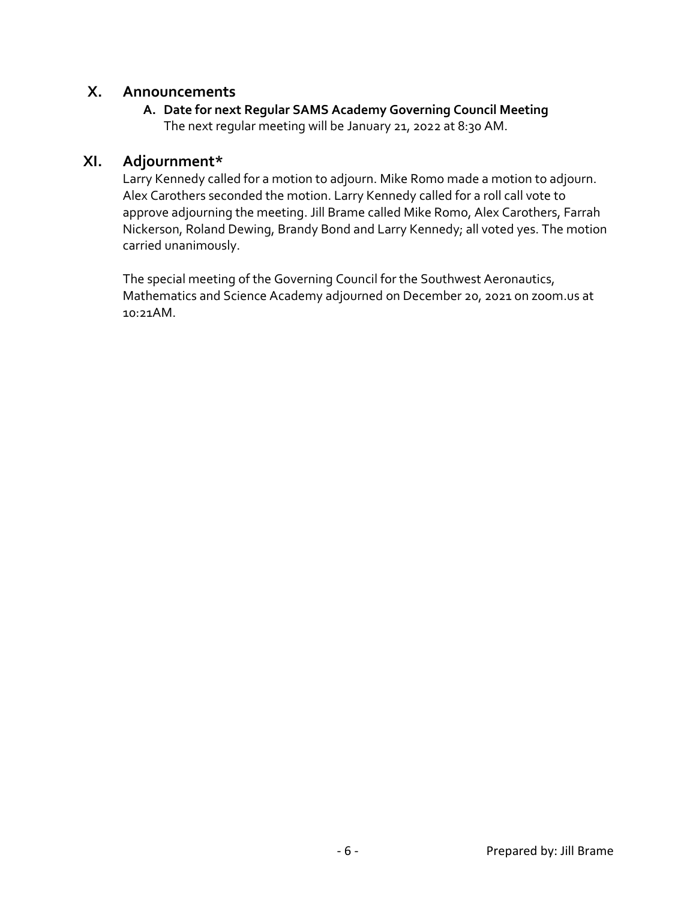## X. Announcements

### A. Date for next Regular SAMS Academy Governing Council Meeting

The next regular meeting will be January 21, 2022 at 8:30 AM.

## XI. Adjournment*

Larry Kennedy called for a motion to adjourn. Mike Romo made a motion to adjourn. Alex Carothers seconded the motion. Larry Kennedy called for a roll call vote to approve adjourning the meeting. Jill Brame called Mike Romo, Alex Carothers, Farrah Nickerson, Roland Dewing, Brandy Bond and Larry Kennedy; all voted yes. The motion carried unanimously.

The special meeting of the Governing Council for the Southwest Aeronautics, Mathematics and Science Academy adjourned on December 20, 2021 on zoom.us at 10:21AM.

Prepared by: Jill Brame